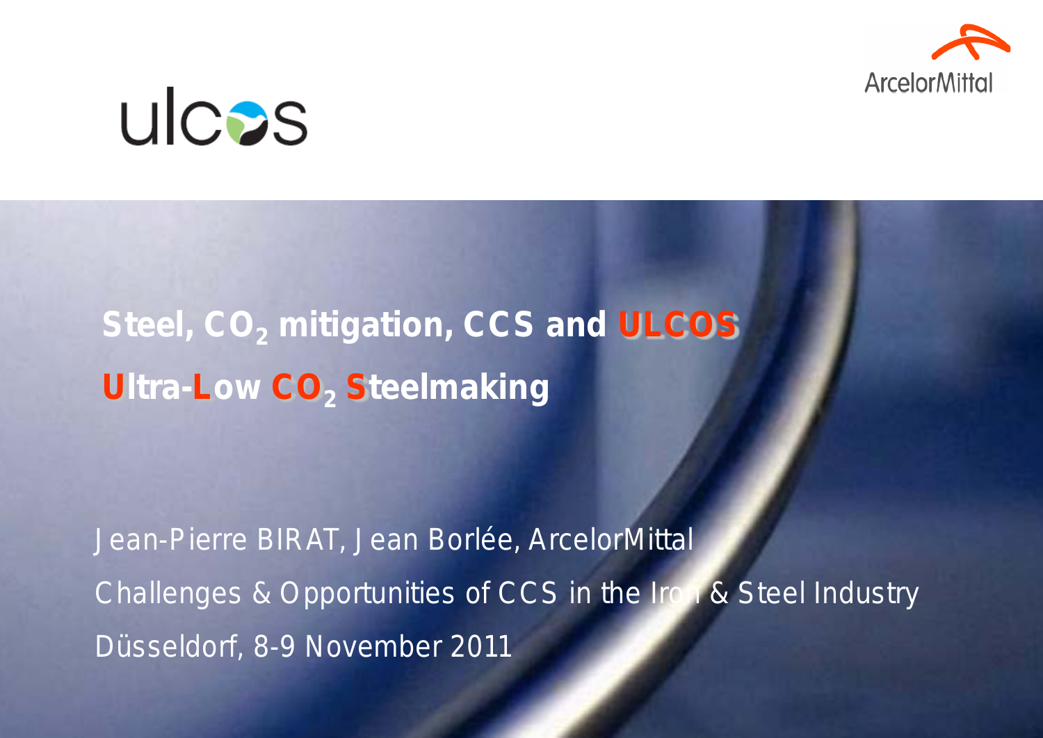ulcos

ArcelorMittal

# Steel, $CO_2$ mitigation, CCS and ULCOS

## Ultra-Low $CO_2$ Steelmaking

Jean-Pierre BIRAT, Jean Borlée, ArcelorMittal

Challenges & Opportunities of CCS in the Iron & Steel Industry

Düsseldorf, 8-9 November 2011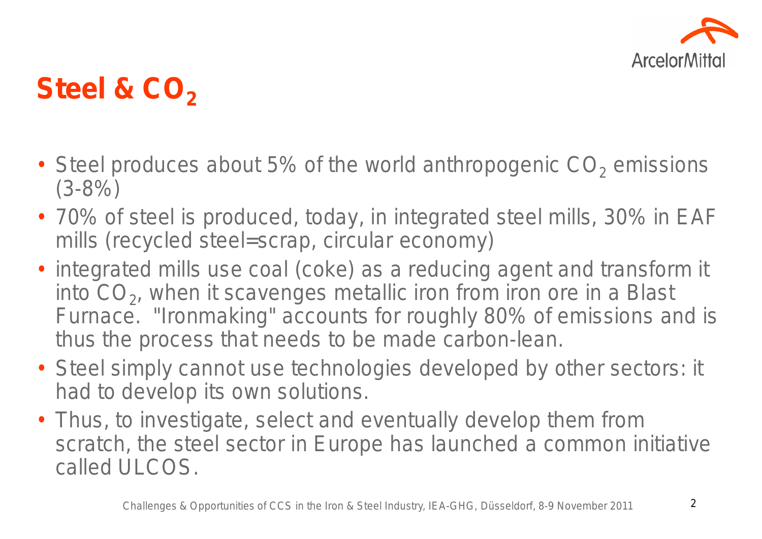# Steel & $CO_2$

- Steel produces about 5% of the world anthropogenic $CO_2$ emissions (3-8%)
- 70% of steel is produced, today, in integrated steel mills, 30% in EAF mills (recycled steel=scrap, circular economy)
- integrated mills use coal (coke) as a reducing agent and transform it into $CO_2$, when it scavenges metallic iron from iron ore in a Blast Furnace. "Ironmaking" accounts for roughly 80% of emissions and is thus the process that needs to be made carbon-lean.
- Steel simply cannot use technologies developed by other sectors: it had to develop its own solutions.
- Thus, to investigate, select and eventually develop them from scratch, the steel sector in Europe has launched a common initiative called ULCOS.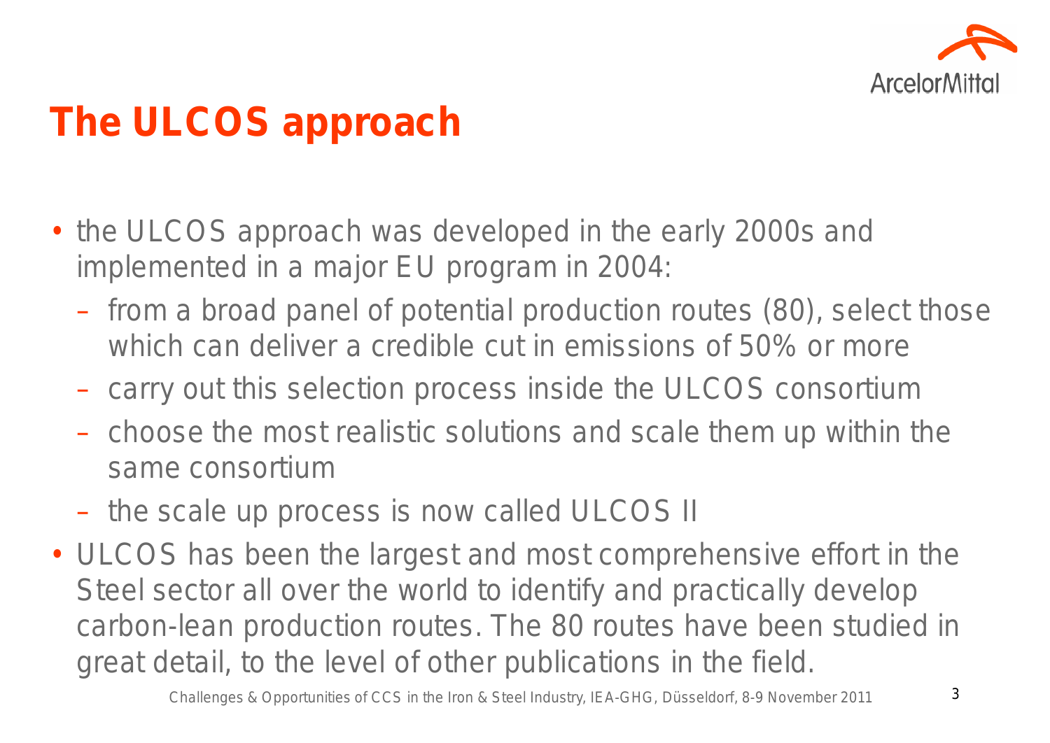# The ULCOS approach

- the ULCOS approach was developed in the early 2000s and implemented in a major EU program in 2004:
  - from a broad panel of potential production routes (80), select those which can deliver a credible cut in emissions of 50% or more
  - carry out this selection process inside the ULCOS consortium
  - choose the most realistic solutions and scale them up within the same consortium
  - the scale up process is now called ULCOS II
- ULCOS has been the largest and most comprehensive effort in the Steel sector all over the world to identify and practically develop carbon-lean production routes. The 80 routes have been studied in great detail, to the level of other publications in the field.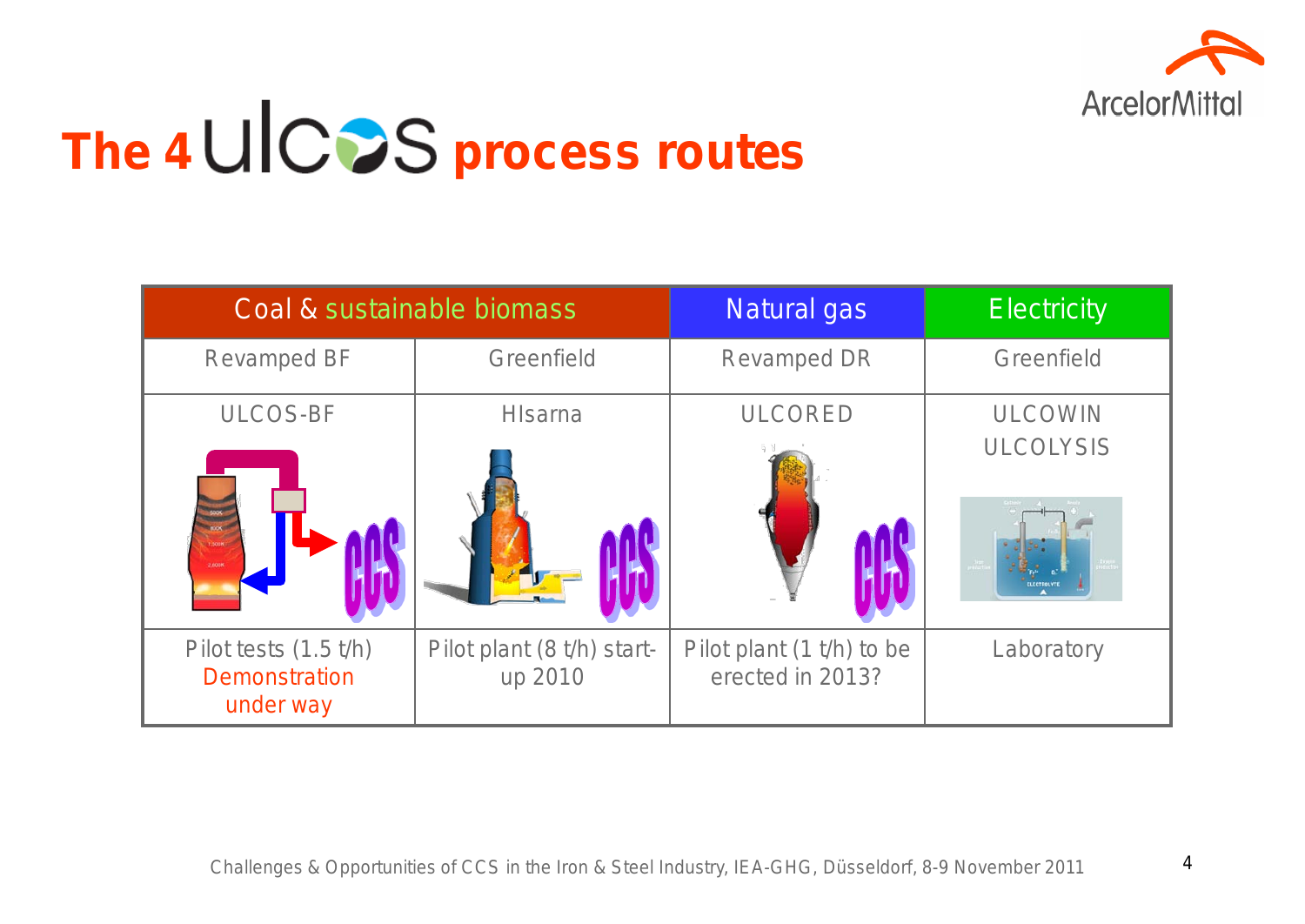# The 4 ULCOS process routes

| Coal & sustainable biomass | | Natural gas | Electricity |
|---|---|---|---|
| Revamped BF | Greenfield | Revamped DR | Greenfield |
| ULCOS-BF<br>CCS | HIsarna<br>CCS | ULCORED<br>CCS | ULCOWIN<br>ULCOLYSIS |
| Pilot tests (1.5 t/h)<br>Demonstration under way | Pilot plant (8 t/h) start-up 2010 | Pilot plant (1 t/h) to be erected in 2013? | Laboratory |

Challenges & Opportunities of CCS in the Iron & Steel Industry, IEA-GHG, Düsseldorf, 8-9 November 2011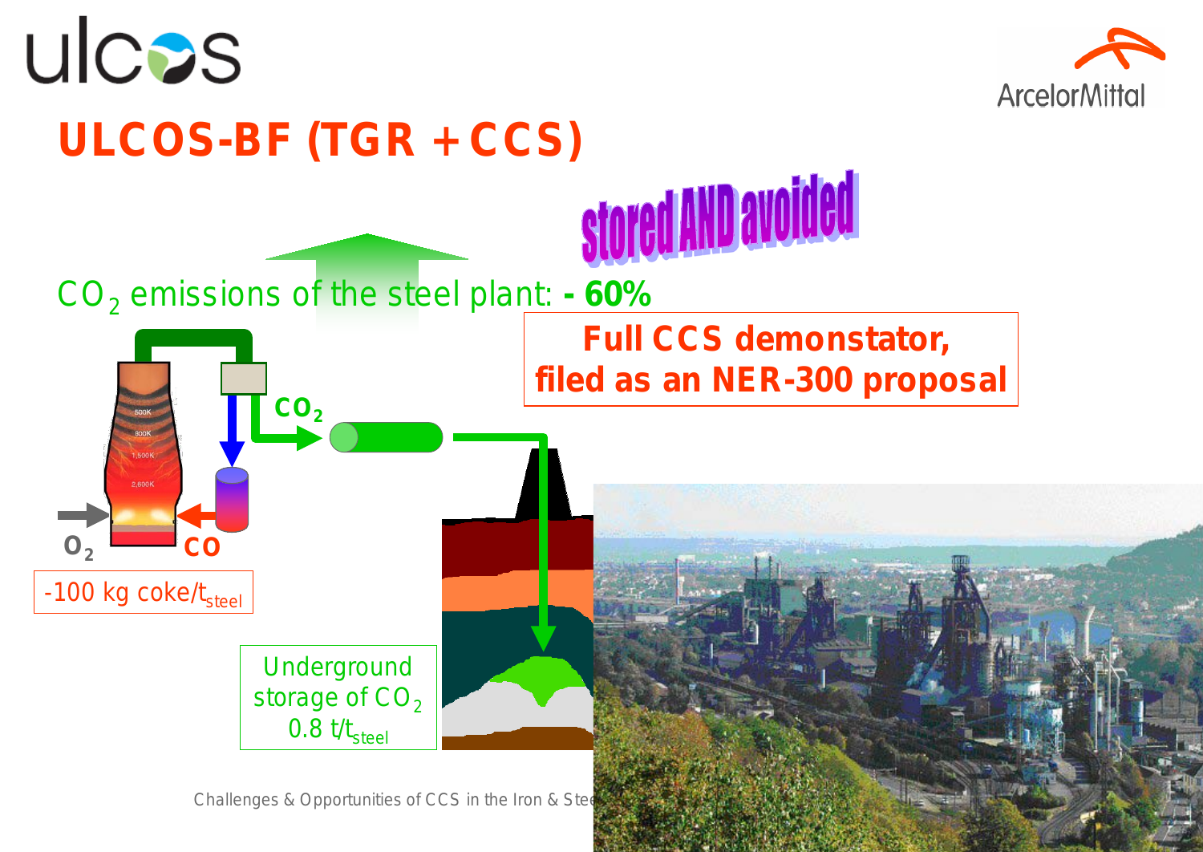# ULCOS-BF (TGR + CCS)

stored AND avoided

$CO_2$ emissions of the steel plant: **- 60%**

**Full CCS demonstator, filed as an NER-300 proposal**

$CO_2$

$O_2$

CO

-100 kg coke/$t_{steel}$

Underground storage of $CO_2$
0.8 t/$t_{steel}$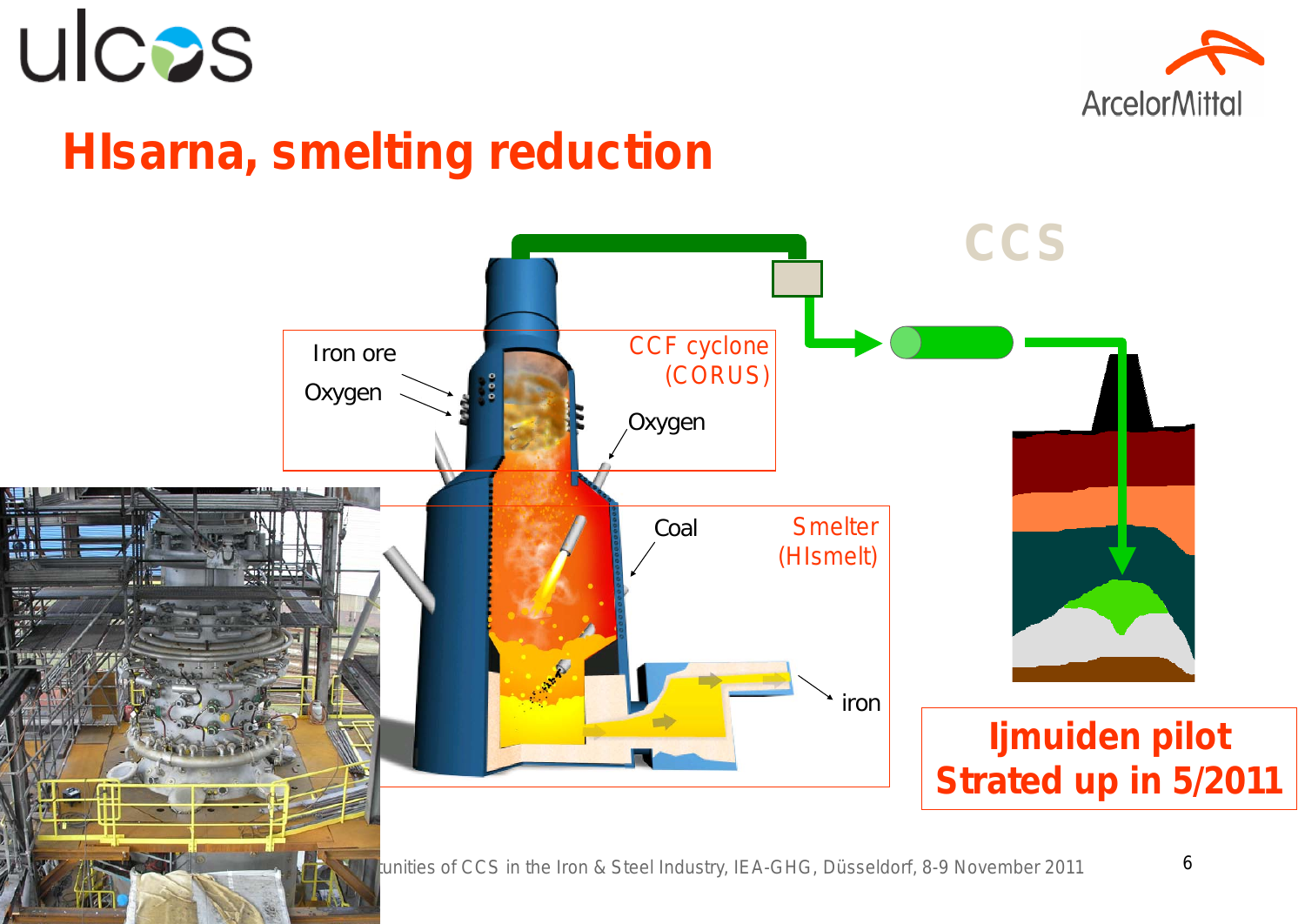# HIsarna, smelting reduction

CCS

Iron ore

Oxygen

CCF cyclone (CORUS)

Oxygen

Coal

Smelter (HIsmelt)

iron

**Ijmuiden pilot Strated up in 5/2011**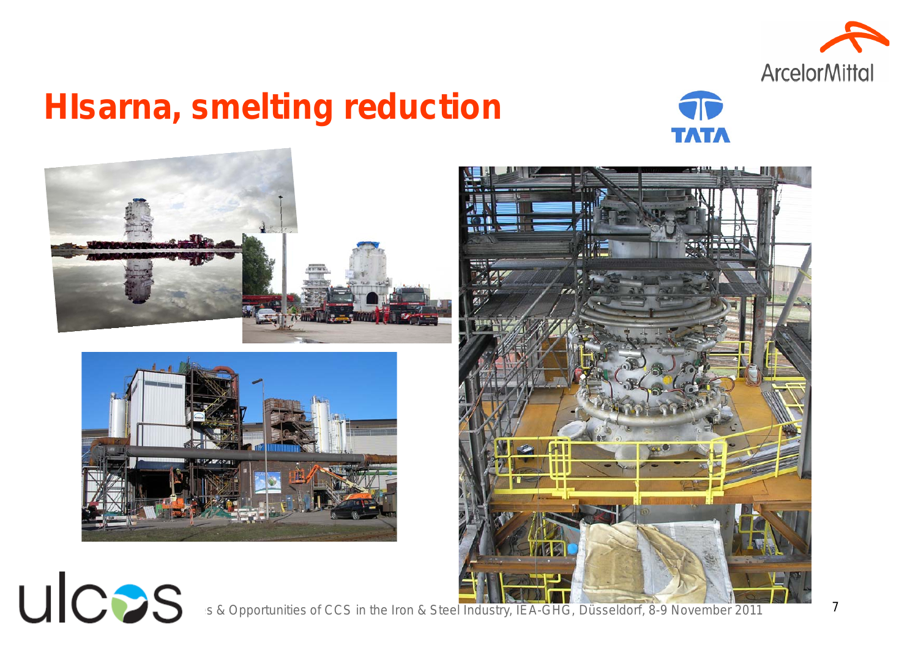# HIsarna, smelting reduction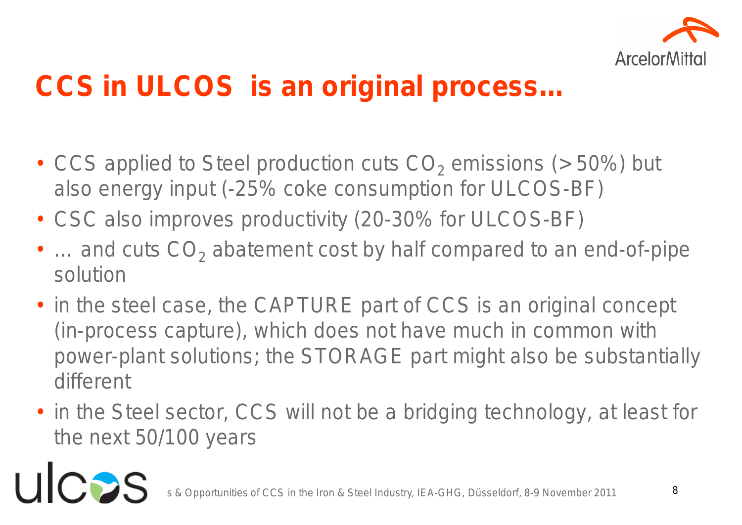# CCS in ULCOS is an original process…

- CCS applied to Steel production cuts $CO_2$ emissions (> 50%) but also energy input (-25% coke consumption for ULCOS-BF)
- CSC also improves productivity (20-30% for ULCOS-BF)
- … and cuts $CO_2$ abatement cost by half compared to an end-of-pipe solution
- in the steel case, the CAPTURE part of CCS is an original concept (in-process capture), which does not have much in common with power-plant solutions; the STORAGE part might also be substantially different
- in the Steel sector, CCS will not be a bridging technology, at least for the next 50/100 years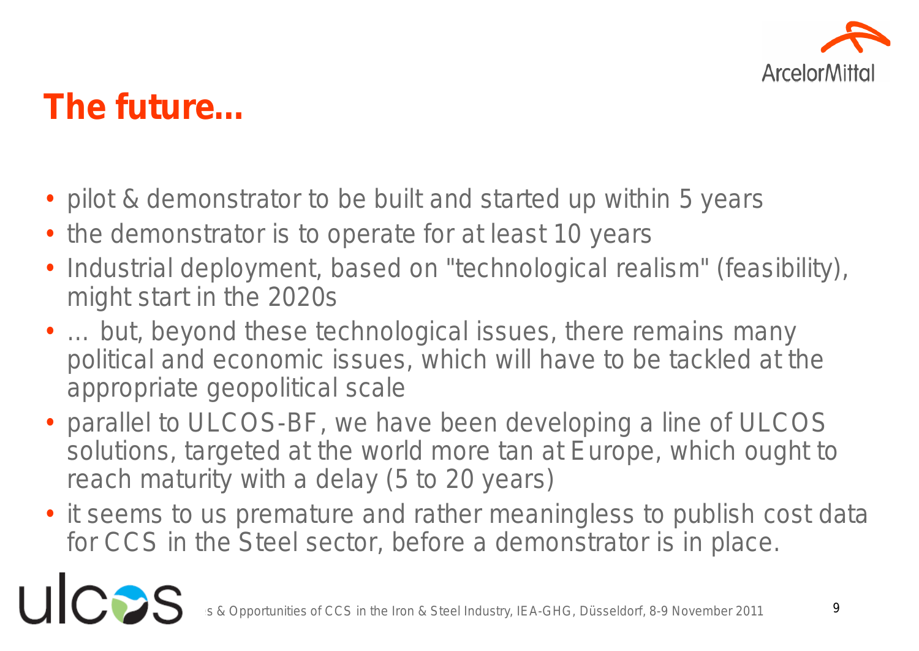# The future...

- pilot & demonstrator to be built and started up within 5 years
- the demonstrator is to operate for at least 10 years
- Industrial deployment, based on "technological realism" (feasibility), might start in the 2020s
- … but, beyond these technological issues, there remains many political and economic issues, which will have to be tackled at the appropriate geopolitical scale
- parallel to ULCOS-BF, we have been developing a line of ULCOS solutions, targeted at the world more tan at Europe, which ought to reach maturity with a delay (5 to 20 years)
- it seems to us premature and rather meaningless to publish cost data for CCS in the Steel sector, before a demonstrator is in place.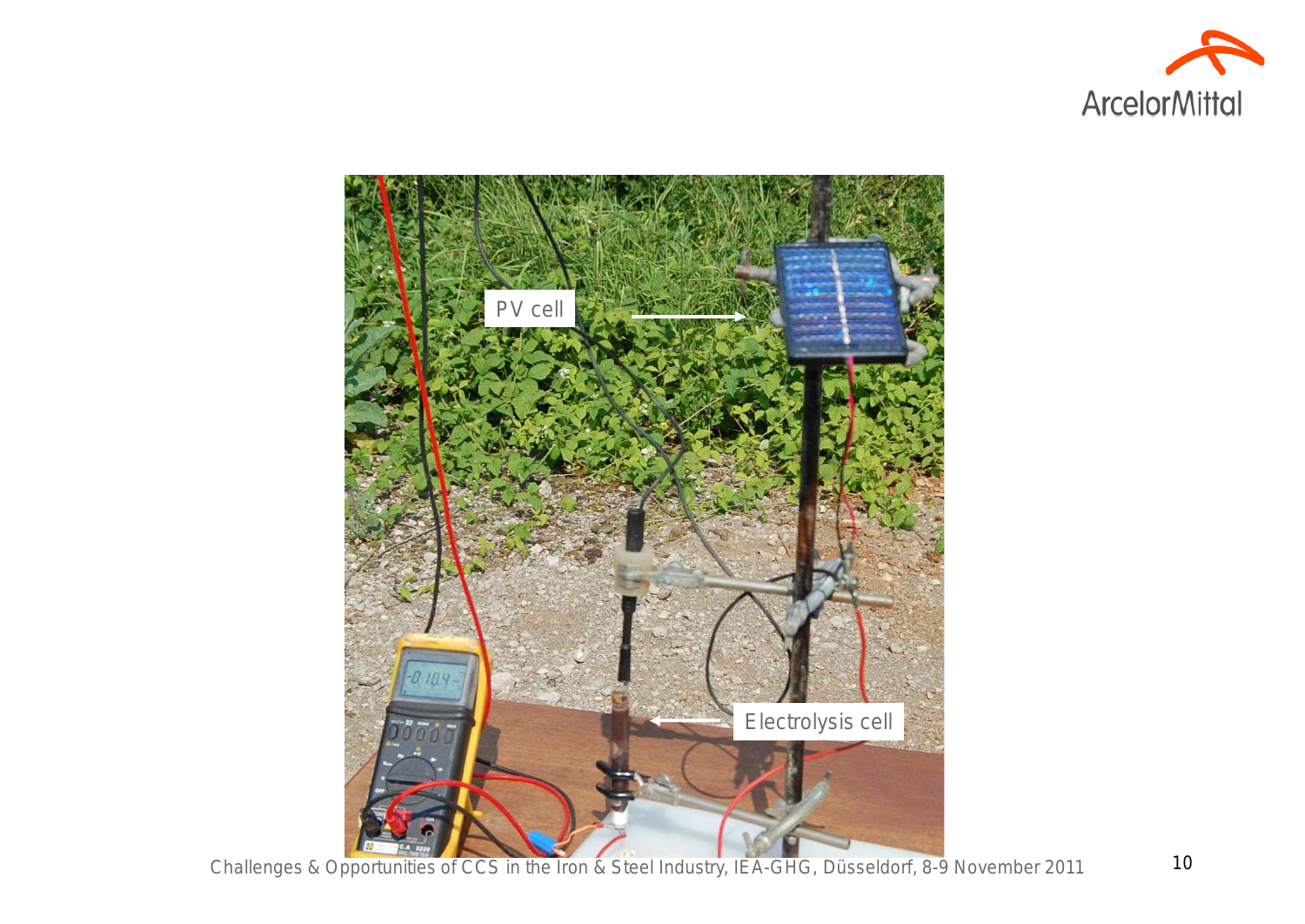PV cell

Electrolysis cell